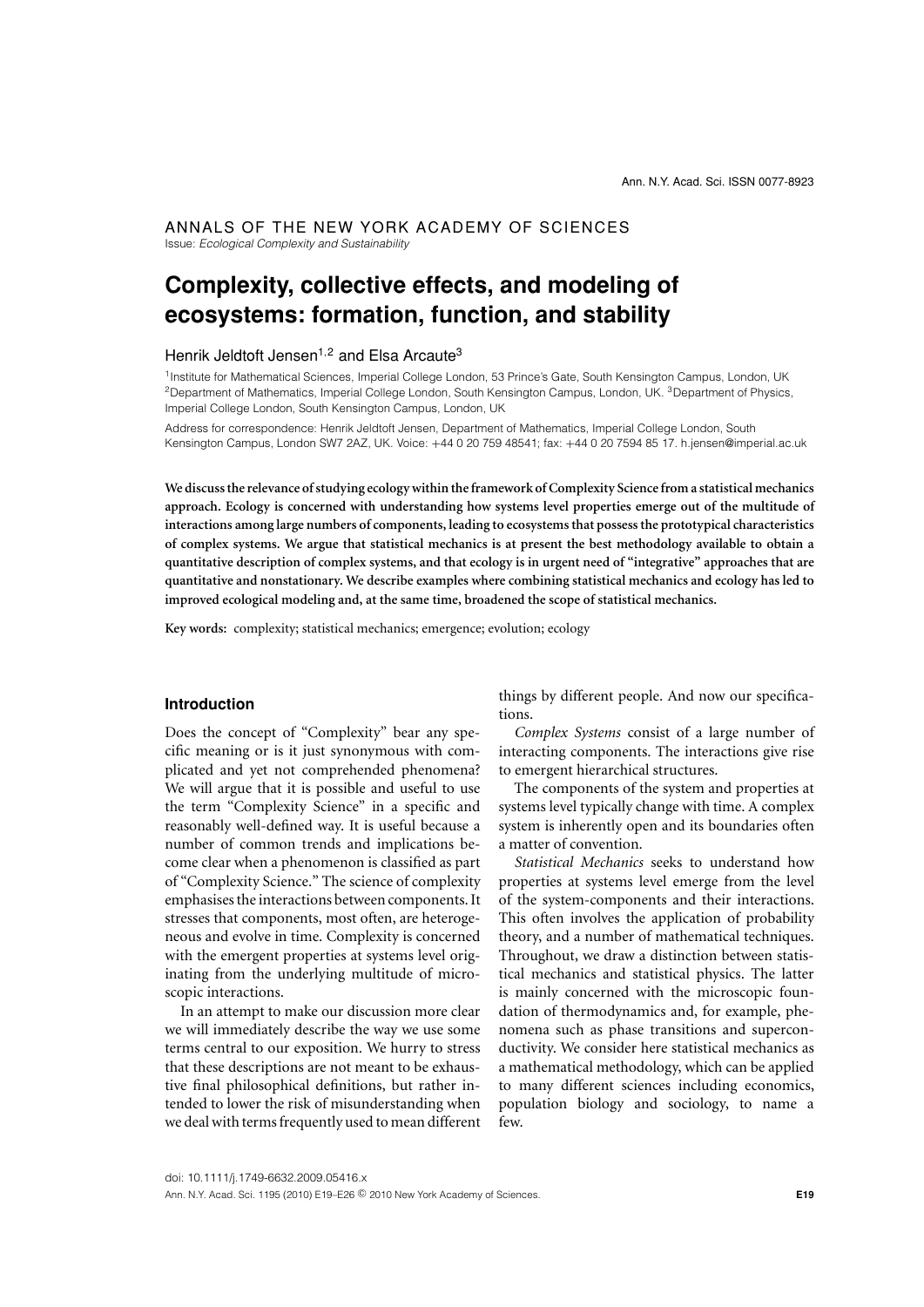ANNALS OF THE NEW YORK ACADEMY OF SCIENCES

Issue: *Ecological Complexity and Sustainability*

# Complexity, collective effects, and modeling of ecosystems: formation, function, and stability

Henrik Jeldtoft Jensen[1,2] and Elsa Arcaute[3]

[1]Institute for Mathematical Sciences, Imperial College London, 53 Prince's Gate, South Kensington Campus, London, UK [2]Department of Mathematics, Imperial College London, South Kensington Campus, London, UK. [3]Department of Physics, Imperial College London, South Kensington Campus, London, UK

Address for correspondence: Henrik Jeldtoft Jensen, Department of Mathematics, Imperial College London, South Kensington Campus, London SW7 2AZ, UK. Voice: +44 0 20 759 48541; fax: +44 0 20 7594 85 17. h.jensen@imperial.ac.uk

**We discuss the relevance of studying ecology within the framework of Complexity Science from a statistical mechanics approach. Ecology is concerned with understanding how systems level properties emerge out of the multitude of interactions among large numbers of components, leading to ecosystems that possess the prototypical characteristics of complex systems. We argue that statistical mechanics is at present the best methodology available to obtain a quantitative description of complex systems, and that ecology is in urgent need of "integrative" approaches that are quantitative and nonstationary. We describe examples where combining statistical mechanics and ecology has led to improved ecological modeling and, at the same time, broadened the scope of statistical mechanics.**

**Key words:** complexity; statistical mechanics; emergence; evolution; ecology

## Introduction

Does the concept of "Complexity" bear any specific meaning or is it just synonymous with complicated and yet not comprehended phenomena? We will argue that it is possible and useful to use the term "Complexity Science" in a specific and reasonably well-defined way. It is useful because a number of common trends and implications become clear when a phenomenon is classified as part of "Complexity Science." The science of complexity emphasises the interactions between components. It stresses that components, most often, are heterogeneous and evolve in time. Complexity is concerned with the emergent properties at systems level originating from the underlying multitude of microscopic interactions.

In an attempt to make our discussion more clear we will immediately describe the way we use some terms central to our exposition. We hurry to stress that these descriptions are not meant to be exhaustive final philosophical definitions, but rather intended to lower the risk of misunderstanding when we deal with terms frequently used to mean different things by different people. And now our specifications.

*Complex Systems* consist of a large number of interacting components. The interactions give rise to emergent hierarchical structures.

The components of the system and properties at systems level typically change with time. A complex system is inherently open and its boundaries often a matter of convention.

*Statistical Mechanics* seeks to understand how properties at systems level emerge from the level of the system-components and their interactions. This often involves the application of probability theory, and a number of mathematical techniques. Throughout, we draw a distinction between statistical mechanics and statistical physics. The latter is mainly concerned with the microscopic foundation of thermodynamics and, for example, phenomena such as phase transitions and superconductivity. We consider here statistical mechanics as a mathematical methodology, which can be applied to many different sciences including economics, population biology and sociology, to name a few.

doi: 10.1111/j.1749-6632.2009.05416.x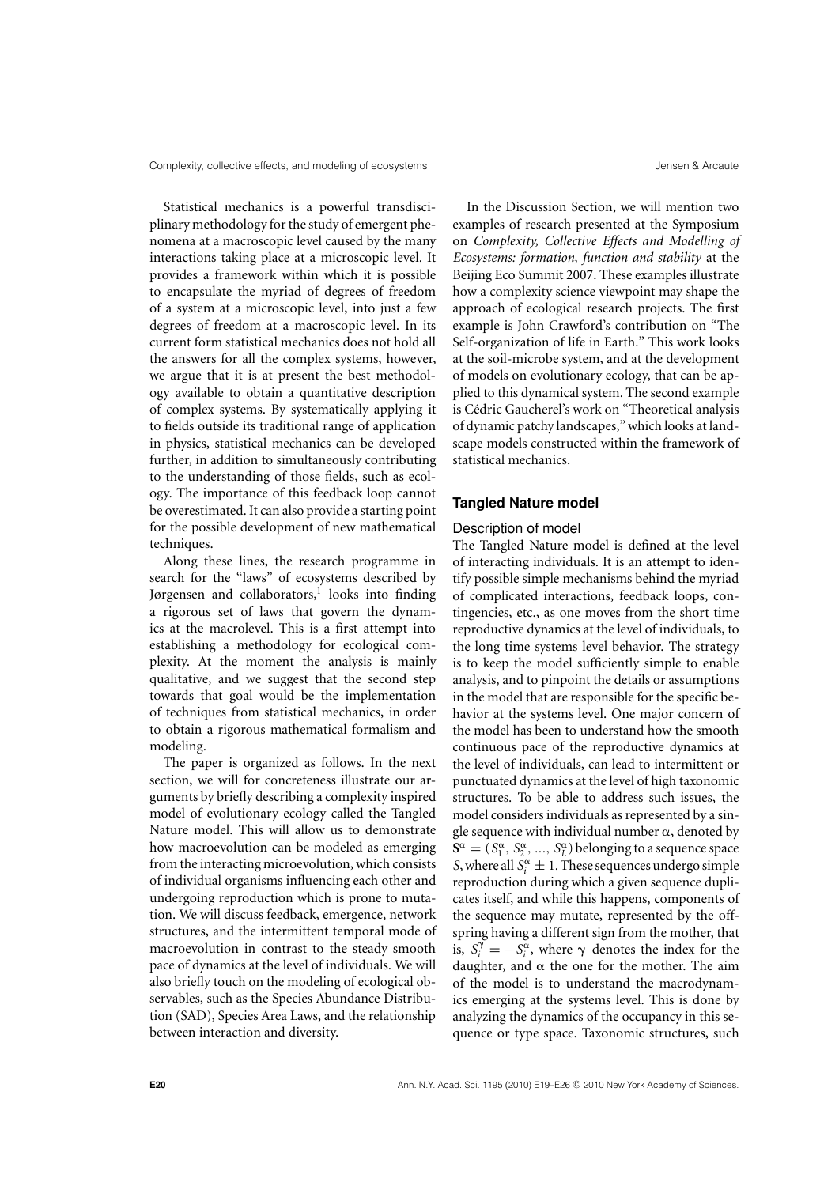Statistical mechanics is a powerful transdisciplinary methodology for the study of emergent phenomena at a macroscopic level caused by the many interactions taking place at a microscopic level. It provides a framework within which it is possible to encapsulate the myriad of degrees of freedom of a system at a microscopic level, into just a few degrees of freedom at a macroscopic level. In its current form statistical mechanics does not hold all the answers for all the complex systems, however, we argue that it is at present the best methodology available to obtain a quantitative description of complex systems. By systematically applying it to fields outside its traditional range of application in physics, statistical mechanics can be developed further, in addition to simultaneously contributing to the understanding of those fields, such as ecology. The importance of this feedback loop cannot be overestimated. It can also provide a starting point for the possible development of new mathematical techniques.

Along these lines, the research programme in search for the "laws" of ecosystems described by Jørgensen and collaborators,[1] looks into finding a rigorous set of laws that govern the dynamics at the macrolevel. This is a first attempt into establishing a methodology for ecological complexity. At the moment the analysis is mainly qualitative, and we suggest that the second step towards that goal would be the implementation of techniques from statistical mechanics, in order to obtain a rigorous mathematical formalism and modeling.

The paper is organized as follows. In the next section, we will for concreteness illustrate our arguments by briefly describing a complexity inspired model of evolutionary ecology called the Tangled Nature model. This will allow us to demonstrate how macroevolution can be modeled as emerging from the interacting microevolution, which consists of individual organisms influencing each other and undergoing reproduction which is prone to mutation. We will discuss feedback, emergence, network structures, and the intermittent temporal mode of macroevolution in contrast to the steady smooth pace of dynamics at the level of individuals. We will also briefly touch on the modeling of ecological observables, such as the Species Abundance Distribution (SAD), Species Area Laws, and the relationship between interaction and diversity.

In the Discussion Section, we will mention two examples of research presented at the Symposium on *Complexity, Collective Effects and Modelling of Ecosystems: formation, function and stability* at the Beijing Eco Summit 2007. These examples illustrate how a complexity science viewpoint may shape the approach of ecological research projects. The first example is John Crawford's contribution on "The Self-organization of life in Earth." This work looks at the soil-microbe system, and at the development of models on evolutionary ecology, that can be applied to this dynamical system. The second example is Cédric Gaucherel's work on "Theoretical analysis of dynamic patchy landscapes," which looks at landscape models constructed within the framework of statistical mechanics.

## Tangled Nature model

### Description of model

The Tangled Nature model is defined at the level of interacting individuals. It is an attempt to identify possible simple mechanisms behind the myriad of complicated interactions, feedback loops, contingencies, etc., as one moves from the short time reproductive dynamics at the level of individuals, to the long time systems level behavior. The strategy is to keep the model sufficiently simple to enable analysis, and to pinpoint the details or assumptions in the model that are responsible for the specific behavior at the systems level. One major concern of the model has been to understand how the smooth continuous pace of the reproductive dynamics at the level of individuals, can lead to intermittent or punctuated dynamics at the level of high taxonomic structures. To be able to address such issues, the model considers individuals as represented by a single sequence with individual number $\alpha$, denoted by $\mathbf{S}^{\alpha} = (S_1^{\alpha}, S_2^{\alpha}, \ldots, S_L^{\alpha})$ belonging to a sequence space $S$, where all $S_i^{\alpha} \pm 1$. These sequences undergo simple reproduction during which a given sequence duplicates itself, and while this happens, components of the sequence may mutate, represented by the offspring having a different sign from the mother, that is, $S_i^{\gamma} = -S_i^{\alpha}$, where $\gamma$ denotes the index for the daughter, and $\alpha$ the one for the mother. The aim of the model is to understand the macrodynamics emerging at the systems level. This is done by analyzing the dynamics of the occupancy in this sequence or type space. Taxonomic structures, such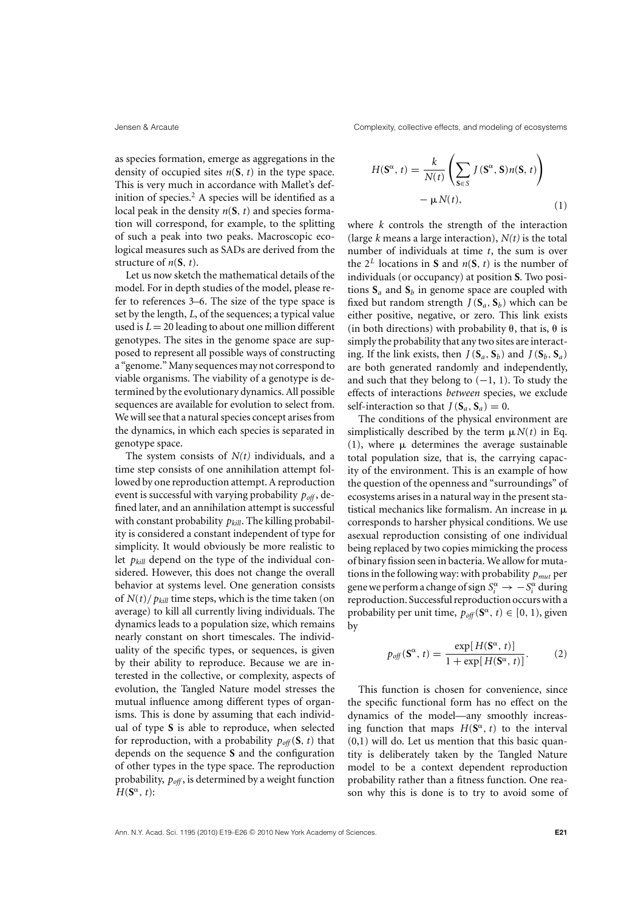as species formation, emerge as aggregations in the density of occupied sites $n(\mathbf{S}, t)$ in the type space. This is very much in accordance with Mallet's definition of species.[2] A species will be identified as a local peak in the density $n(\mathbf{S}, t)$ and species formation will correspond, for example, to the splitting of such a peak into two peaks. Macroscopic ecological measures such as SADs are derived from the structure of $n(\mathbf{S}, t)$.

Let us now sketch the mathematical details of the model. For in depth studies of the model, please refer to references 3–6. The size of the type space is set by the length, $L$, of the sequences; a typical value used is $L = 20$ leading to about one million different genotypes. The sites in the genome space are supposed to represent all possible ways of constructing a "genome." Many sequences may not correspond to viable organisms. The viability of a genotype is determined by the evolutionary dynamics. All possible sequences are available for evolution to select from. We will see that a natural species concept arises from the dynamics, in which each species is separated in genotype space.

The system consists of $N(t)$ individuals, and a time step consists of one annihilation attempt followed by one reproduction attempt. A reproduction event is successful with varying probability $p_{off}$, defined later, and an annihilation attempt is successful with constant probability $p_{kill}$. The killing probability is considered a constant independent of type for simplicity. It would obviously be more realistic to let $p_{kill}$ depend on the type of the individual considered. However, this does not change the overall behavior at systems level. One generation consists of $N(t)/p_{kill}$ time steps, which is the time taken (on average) to kill all currently living individuals. The dynamics leads to a population size, which remains nearly constant on short timescales. The individuality of the specific types, or sequences, is given by their ability to reproduce. Because we are interested in the collective, or complexity, aspects of evolution, the Tangled Nature model stresses the mutual influence among different types of organisms. This is done by assuming that each individual of type $\mathbf{S}$ is able to reproduce, when selected for reproduction, with a probability $p_{off}(\mathbf{S}, t)$ that depends on the sequence $\mathbf{S}$ and the configuration of other types in the type space. The reproduction probability, $p_{off}$, is determined by a weight function $H(\mathbf{S}^{\alpha}, t)$:

$$H(\mathbf{S}^{\alpha}, t) = \frac{k}{N(t)} \left( \sum_{\mathbf{S} \in S} J(\mathbf{S}^{\alpha}, \mathbf{S}) n(\mathbf{S}, t) \right) - \mu N(t), \tag{1}$$

where $k$ controls the strength of the interaction (large $k$ means a large interaction), $N(t)$ is the total number of individuals at time $t$, the sum is over the $2^L$ locations in $\mathbf{S}$ and $n(\mathbf{S}, t)$ is the number of individuals (or occupancy) at position $\mathbf{S}$. Two positions $\mathbf{S}_a$ and $\mathbf{S}_b$ in genome space are coupled with fixed but random strength $J(\mathbf{S}_a, \mathbf{S}_b)$ which can be either positive, negative, or zero. This link exists (in both directions) with probability $\theta$, that is, $\theta$ is simply the probability that any two sites are interacting. If the link exists, then $J(\mathbf{S}_a, \mathbf{S}_b)$ and $J(\mathbf{S}_b, \mathbf{S}_a)$ are both generated randomly and independently, and such that they belong to $(-1, 1)$. To study the effects of interactions *between* species, we exclude self-interaction so that $J(\mathbf{S}_a, \mathbf{S}_a) = 0$.

The conditions of the physical environment are simplistically described by the term $\mu N(t)$ in Eq. (1), where $\mu$ determines the average sustainable total population size, that is, the carrying capacity of the environment. This is an example of how the question of the openness and "surroundings" of ecosystems arises in a natural way in the present statistical mechanics like formalism. An increase in $\mu$ corresponds to harsher physical conditions. We use asexual reproduction consisting of one individual being replaced by two copies mimicking the process of binary fission seen in bacteria. We allow for mutations in the following way: with probability $p_{mut}$ per gene we perform a change of sign $S_i^{\alpha} \to -S_i^{\alpha}$ during reproduction. Successful reproduction occurs with a probability per unit time, $p_{off}(\mathbf{S}^{\alpha}, t) \in [0, 1)$, given by

$$p_{off}(\mathbf{S}^{\alpha}, t) = \frac{\exp[H(\mathbf{S}^{\alpha}, t)]}{1 + \exp[H(\mathbf{S}^{\alpha}, t)]}. \tag{2}$$

This function is chosen for convenience, since the specific functional form has no effect on the dynamics of the model—any smoothly increasing function that maps $H(\mathbf{S}^{\alpha}, t)$ to the interval (0,1) will do. Let us mention that this basic quantity is deliberately taken by the Tangled Nature model to be a context dependent reproduction probability rather than a fitness function. One reason why this is done is to try to avoid some of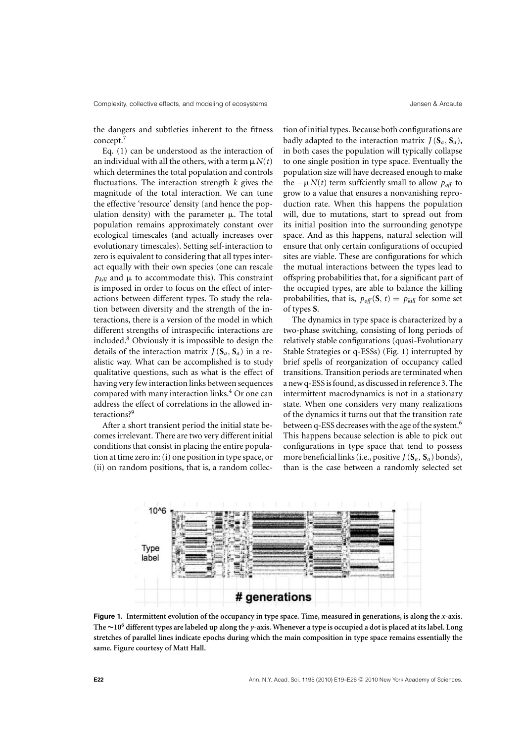the dangers and subtleties inherent to the fitness concept.[7]

Eq. (1) can be understood as the interaction of an individual with all the others, with a term $\mu N(t)$ which determines the total population and controls fluctuations. The interaction strength $k$ gives the magnitude of the total interaction. We can tune the effective 'resource' density (and hence the population density) with the parameter $\mu$. The total population remains approximately constant over ecological timescales (and actually increases over evolutionary timescales). Setting self-interaction to zero is equivalent to considering that all types interact equally with their own species (one can rescale $p_{kill}$ and $\mu$ to accommodate this). This constraint is imposed in order to focus on the effect of interactions between different types. To study the relation between diversity and the strength of the interactions, there is a version of the model in which different strengths of intraspecific interactions are included.[8] Obviously it is impossible to design the details of the interaction matrix $J(\mathbf{S}_a, \mathbf{S}_a)$ in a realistic way. What can be accomplished is to study qualitative questions, such as what is the effect of having very few interaction links between sequences compared with many interaction links.[4] Or one can address the effect of correlations in the allowed interactions?[9]

After a short transient period the initial state becomes irrelevant. There are two very different initial conditions that consist in placing the entire population at time zero in: (i) one position in type space, or (ii) on random positions, that is, a random collection of initial types. Because both configurations are badly adapted to the interaction matrix $J(\mathbf{S}_a, \mathbf{S}_a)$, in both cases the population will typically collapse to one single position in type space. Eventually the population size will have decreased enough to make the $-\mu N(t)$ term suffciently small to allow $p_{off}$ to grow to a value that ensures a nonvanishing reproduction rate. When this happens the population will, due to mutations, start to spread out from its initial position into the surrounding genotype space. And as this happens, natural selection will ensure that only certain configurations of occupied sites are viable. These are configurations for which the mutual interactions between the types lead to offspring probabilities that, for a significant part of the occupied types, are able to balance the killing probabilities, that is, $p_{off}(\mathbf{S}, t) = p_{kill}$ for some set of types $\mathbf{S}$.

The dynamics in type space is characterized by a two-phase switching, consisting of long periods of relatively stable configurations (quasi-Evolutionary Stable Strategies or q-ESSs) (Fig. 1) interrupted by brief spells of reorganization of occupancy called transitions. Transition periods are terminated when a new q-ESS is found, as discussed in reference 3. The intermittent macrodynamics is not in a stationary state. When one considers very many realizations of the dynamics it turns out that the transition rate between q-ESS decreases with the age of the system.[6] This happens because selection is able to pick out configurations in type space that tend to possess more beneficial links (i.e., positive $J(\mathbf{S}_a, \mathbf{S}_a)$ bonds), than is the case between a randomly selected set

**Figure 1. Intermittent evolution of the occupancy in type space. Time, measured in generations, is along the *x*-axis. The $\sim 10^6$ different types are labeled up along the *y*-axis. Whenever a type is occupied a dot is placed at its label. Long stretches of parallel lines indicate epochs during which the main composition in type space remains essentially the same. Figure courtesy of Matt Hall.**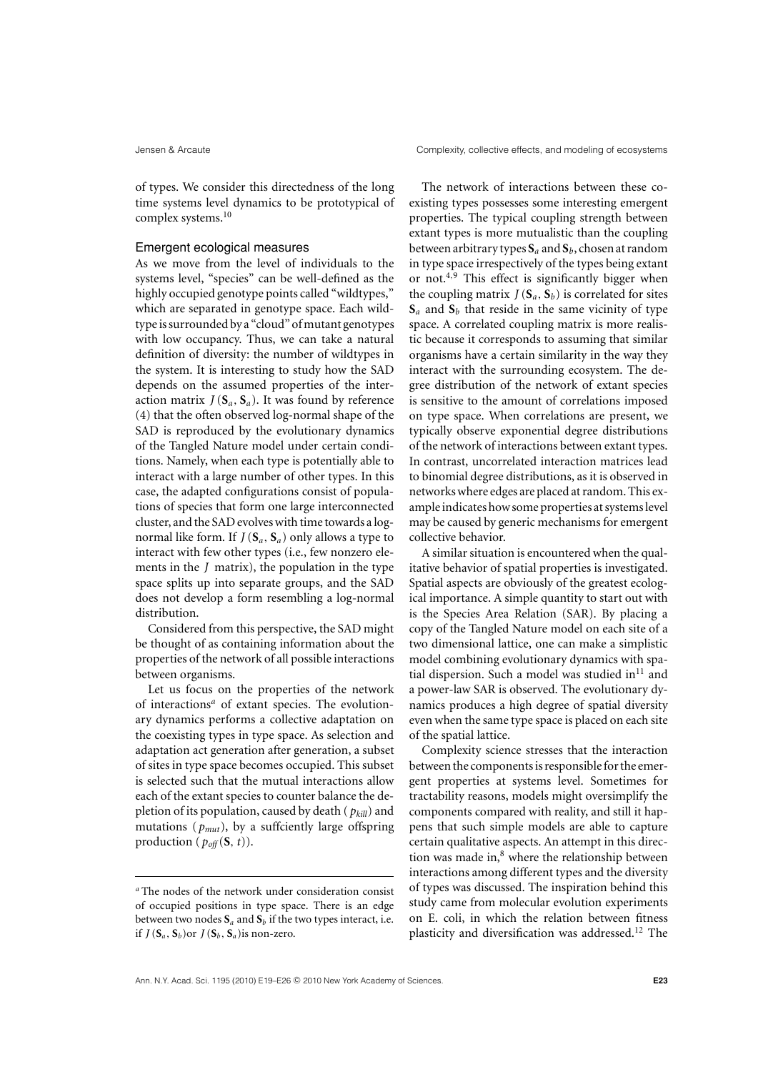of types. We consider this directedness of the long time systems level dynamics to be prototypical of complex systems.[10]

### Emergent ecological measures

As we move from the level of individuals to the systems level, "species" can be well-defined as the highly occupied genotype points called "wildtypes," which are separated in genotype space. Each wildtype is surrounded by a "cloud" of mutant genotypes with low occupancy. Thus, we can take a natural definition of diversity: the number of wildtypes in the system. It is interesting to study how the SAD depends on the assumed properties of the interaction matrix $J(\mathbf{S}_a, \mathbf{S}_a)$. It was found by reference (4) that the often observed log-normal shape of the SAD is reproduced by the evolutionary dynamics of the Tangled Nature model under certain conditions. Namely, when each type is potentially able to interact with a large number of other types. In this case, the adapted configurations consist of populations of species that form one large interconnected cluster, and the SAD evolves with time towards a log-normal like form. If $J(\mathbf{S}_a, \mathbf{S}_a)$ only allows a type to interact with few other types (i.e., few nonzero elements in the $J$ matrix), the population in the type space splits up into separate groups, and the SAD does not develop a form resembling a log-normal distribution.

Considered from this perspective, the SAD might be thought of as containing information about the properties of the network of all possible interactions between organisms.

Let us focus on the properties of the network of interactions[a] of extant species. The evolutionary dynamics performs a collective adaptation on the coexisting types in type space. As selection and adaptation act generation after generation, a subset of sites in type space becomes occupied. This subset is selected such that the mutual interactions allow each of the extant species to counter balance the depletion of its population, caused by death ($p_{kill}$) and mutations ($p_{mut}$), by a suffciently large offspring production ($p_{off}(\mathbf{S}, t)$).

[a] The nodes of the network under consideration consist of occupied positions in type space. There is an edge between two nodes $\mathbf{S}_a$ and $\mathbf{S}_b$ if the two types interact, i.e. if $J(\mathbf{S}_a, \mathbf{S}_b)$or $J(\mathbf{S}_b, \mathbf{S}_a)$is non-zero.

The network of interactions between these coexisting types possesses some interesting emergent properties. The typical coupling strength between extant types is more mutualistic than the coupling between arbitrary types $\mathbf{S}_a$ and $\mathbf{S}_b$, chosen at random in type space irrespectively of the types being extant or not.[4,9] This effect is significantly bigger when the coupling matrix $J(\mathbf{S}_a, \mathbf{S}_b)$ is correlated for sites $\mathbf{S}_a$ and $\mathbf{S}_b$ that reside in the same vicinity of type space. A correlated coupling matrix is more realistic because it corresponds to assuming that similar organisms have a certain similarity in the way they interact with the surrounding ecosystem. The degree distribution of the network of extant species is sensitive to the amount of correlations imposed on type space. When correlations are present, we typically observe exponential degree distributions of the network of interactions between extant types. In contrast, uncorrelated interaction matrices lead to binomial degree distributions, as it is observed in networks where edges are placed at random. This example indicates how some properties at systems level may be caused by generic mechanisms for emergent collective behavior.

A similar situation is encountered when the qualitative behavior of spatial properties is investigated. Spatial aspects are obviously of the greatest ecological importance. A simple quantity to start out with is the Species Area Relation (SAR). By placing a copy of the Tangled Nature model on each site of a two dimensional lattice, one can make a simplistic model combining evolutionary dynamics with spatial dispersion. Such a model was studied in[11] and a power-law SAR is observed. The evolutionary dynamics produces a high degree of spatial diversity even when the same type space is placed on each site of the spatial lattice.

Complexity science stresses that the interaction between the components is responsible for the emergent properties at systems level. Sometimes for tractability reasons, models might oversimplify the components compared with reality, and still it happens that such simple models are able to capture certain qualitative aspects. An attempt in this direction was made in,[8] where the relationship between interactions among different types and the diversity of types was discussed. The inspiration behind this study came from molecular evolution experiments on E. coli, in which the relation between fitness plasticity and diversification was addressed.[12] The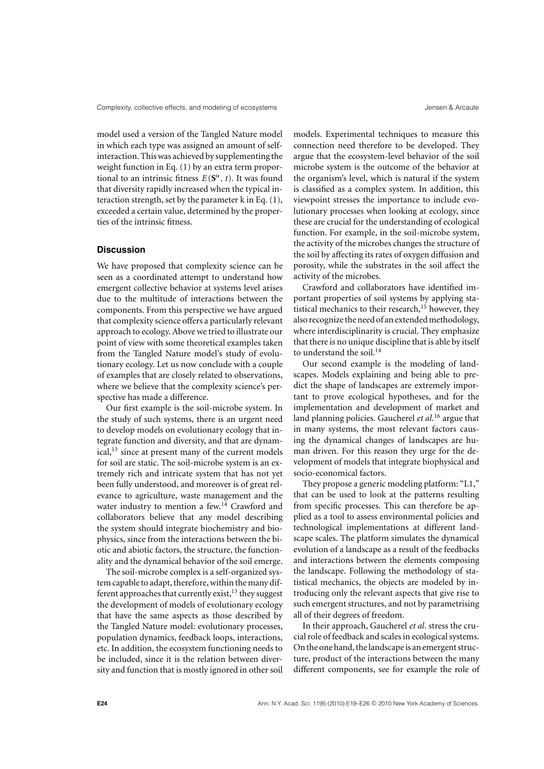model used a version of the Tangled Nature model in which each type was assigned an amount of self-interaction. This was achieved by supplementing the weight function in Eq. (1) by an extra term proportional to an intrinsic fitness $E(\mathbf{S}^{\alpha}, t)$. It was found that diversity rapidly increased when the typical interaction strength, set by the parameter k in Eq. (1), exceeded a certain value, determined by the properties of the intrinsic fitness.

## Discussion

We have proposed that complexity science can be seen as a coordinated attempt to understand how emergent collective behavior at systems level arises due to the multitude of interactions between the components. From this perspective we have argued that complexity science offers a particularly relevant approach to ecology. Above we tried to illustrate our point of view with some theoretical examples taken from the Tangled Nature model's study of evolutionary ecology. Let us now conclude with a couple of examples that are closely related to observations, where we believe that the complexity science's perspective has made a difference.

Our first example is the soil-microbe system. In the study of such systems, there is an urgent need to develop models on evolutionary ecology that integrate function and diversity, and that are dynamical,[13] since at present many of the current models for soil are static. The soil-microbe system is an extremely rich and intricate system that has not yet been fully understood, and moreover is of great relevance to agriculture, waste management and the water industry to mention a few.[14] Crawford and collaborators believe that any model describing the system should integrate biochemistry and biophysics, since from the interactions between the biotic and abiotic factors, the structure, the functionality and the dynamical behavior of the soil emerge.

The soil-microbe complex is a self-organized system capable to adapt, therefore, within the many different approaches that currently exist,[13] they suggest the development of models of evolutionary ecology that have the same aspects as those described by the Tangled Nature model: evolutionary processes, population dynamics, feedback loops, interactions, etc. In addition, the ecosystem functioning needs to be included, since it is the relation between diversity and function that is mostly ignored in other soil models. Experimental techniques to measure this connection need therefore to be developed. They argue that the ecosystem-level behavior of the soil microbe system is the outcome of the behavior at the organism's level, which is natural if the system is classified as a complex system. In addition, this viewpoint stresses the importance to include evolutionary processes when looking at ecology, since these are crucial for the understanding of ecological function. For example, in the soil-microbe system, the activity of the microbes changes the structure of the soil by affecting its rates of oxygen diffusion and porosity, while the substrates in the soil affect the activity of the microbes.

Crawford and collaborators have identified important properties of soil systems by applying statistical mechanics to their research,[15] however, they also recognize the need of an extended methodology, where interdisciplinarity is crucial. They emphasize that there is no unique discipline that is able by itself to understand the soil.[14]

Our second example is the modeling of landscapes. Models explaining and being able to predict the shape of landscapes are extremely important to prove ecological hypotheses, and for the implementation and development of market and land planning policies. Gaucherel *et al.*[16] argue that in many systems, the most relevant factors causing the dynamical changes of landscapes are human driven. For this reason they urge for the development of models that integrate biophysical and socio-economical factors.

They propose a generic modeling platform: "L1," that can be used to look at the patterns resulting from specific processes. This can therefore be applied as a tool to assess environmental policies and technological implementations at different landscape scales. The platform simulates the dynamical evolution of a landscape as a result of the feedbacks and interactions between the elements composing the landscape. Following the methodology of statistical mechanics, the objects are modeled by introducing only the relevant aspects that give rise to such emergent structures, and not by parametrising all of their degrees of freedom.

In their approach, Gaucherel *et al*. stress the crucial role of feedback and scales in ecological systems. On the one hand, the landscape is an emergent structure, product of the interactions between the many different components, see for example the role of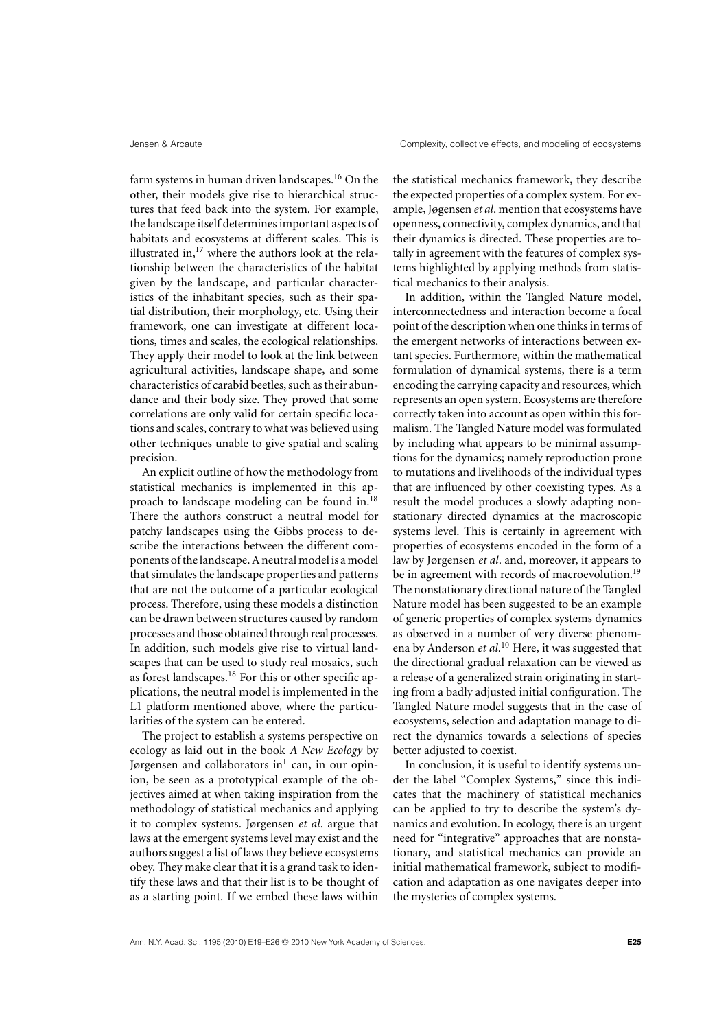farm systems in human driven landscapes.[16] On the other, their models give rise to hierarchical structures that feed back into the system. For example, the landscape itself determines important aspects of habitats and ecosystems at different scales. This is illustrated in,[17] where the authors look at the relationship between the characteristics of the habitat given by the landscape, and particular characteristics of the inhabitant species, such as their spatial distribution, their morphology, etc. Using their framework, one can investigate at different locations, times and scales, the ecological relationships. They apply their model to look at the link between agricultural activities, landscape shape, and some characteristics of carabid beetles, such as their abundance and their body size. They proved that some correlations are only valid for certain specific locations and scales, contrary to what was believed using other techniques unable to give spatial and scaling precision.

An explicit outline of how the methodology from statistical mechanics is implemented in this approach to landscape modeling can be found in.[18] There the authors construct a neutral model for patchy landscapes using the Gibbs process to describe the interactions between the different components of the landscape. A neutral model is a model that simulates the landscape properties and patterns that are not the outcome of a particular ecological process. Therefore, using these models a distinction can be drawn between structures caused by random processes and those obtained through real processes. In addition, such models give rise to virtual landscapes that can be used to study real mosaics, such as forest landscapes.[18] For this or other specific applications, the neutral model is implemented in the L1 platform mentioned above, where the particularities of the system can be entered.

The project to establish a systems perspective on ecology as laid out in the book *A New Ecology* by Jøgensen and collaborators in[1] can, in our opinion, be seen as a prototypical example of the objectives aimed at when taking inspiration from the methodology of statistical mechanics and applying it to complex systems. Jøgensen *et al*. argue that laws at the emergent systems level may exist and the authors suggest a list of laws they believe ecosystems obey. They make clear that it is a grand task to identify these laws and that their list is to be thought of as a starting point. If we embed these laws within the statistical mechanics framework, they describe the expected properties of a complex system. For example, Jøgensen *et al*. mention that ecosystems have openness, connectivity, complex dynamics, and that their dynamics is directed. These properties are totally in agreement with the features of complex systems highlighted by applying methods from statistical mechanics to their analysis.

In addition, within the Tangled Nature model, interconnectedness and interaction become a focal point of the description when one thinks in terms of the emergent networks of interactions between extant species. Furthermore, within the mathematical formulation of dynamical systems, there is a term encoding the carrying capacity and resources, which represents an open system. Ecosystems are therefore correctly taken into account as open within this formalism. The Tangled Nature model was formulated by including what appears to be minimal assumptions for the dynamics; namely reproduction prone to mutations and livelihoods of the individual types that are influenced by other coexisting types. As a result the model produces a slowly adapting nonstationary directed dynamics at the macroscopic systems level. This is certainly in agreement with properties of ecosystems encoded in the form of a law by Jøgensen *et al*. and, moreover, it appears to be in agreement with records of macroevolution.[19] The nonstationary directional nature of the Tangled Nature model has been suggested to be an example of generic properties of complex systems dynamics as observed in a number of very diverse phenomena by Anderson *et al*.[10] Here, it was suggested that the directional gradual relaxation can be viewed as a release of a generalized strain originating in starting from a badly adjusted initial configuration. The Tangled Nature model suggests that in the case of ecosystems, selection and adaptation manage to direct the dynamics towards a selections of species better adjusted to coexist.

In conclusion, it is useful to identify systems under the label "Complex Systems," since this indicates that the machinery of statistical mechanics can be applied to try to describe the system's dynamics and evolution. In ecology, there is an urgent need for "integrative" approaches that are nonstationary, and statistical mechanics can provide an initial mathematical framework, subject to modification and adaptation as one navigates deeper into the mysteries of complex systems.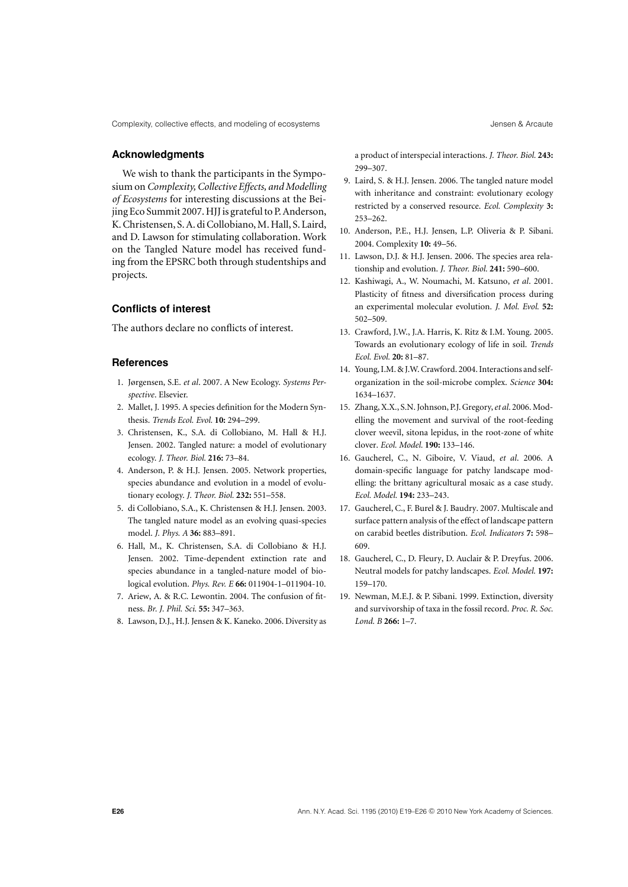## Acknowledgments

We wish to thank the participants in the Symposium on *Complexity, Collective Effects, and Modelling of Ecosystems* for interesting discussions at the Beijing Eco Summit 2007. HJJ is grateful to P. Anderson, K. Christensen, S. A. di Collobiano, M. Hall, S. Laird, and D. Lawson for stimulating collaboration. Work on the Tangled Nature model has received funding from the EPSRC both through studentships and projects.

## Conflicts of interest

The authors declare no conflicts of interest.

## References

1. Jørgensen, S.E. *et al*. 2007. A New Ecology. *Systems Perspective*. Elsevier.
2. Mallet, J. 1995. A species definition for the Modern Synthesis. *Trends Ecol. Evol.* **10:** 294–299.
3. Christensen, K., S.A. di Collobiano, M. Hall & H.J. Jensen. 2002. Tangled nature: a model of evolutionary ecology. *J. Theor. Biol.* **216:** 73–84.
4. Anderson, P. & H.J. Jensen. 2005. Network properties, species abundance and evolution in a model of evolutionary ecology. *J. Theor. Biol.* **232:** 551–558.
5. di Collobiano, S.A., K. Christensen & H.J. Jensen. 2003. The tangled nature model as an evolving quasi-species model. *J. Phys. A* **36:** 883–891.
6. Hall, M., K. Christensen, S.A. di Collobiano & H.J. Jensen. 2002. Time-dependent extinction rate and species abundance in a tangled-nature model of biological evolution. *Phys. Rev. E* **66:** 011904-1–011904-10.
7. Ariew, A. & R.C. Lewontin. 2004. The confusion of fitness. *Br. J. Phil. Sci.* **55:** 347–363.
8. Lawson, D.J., H.J. Jensen & K. Kaneko. 2006. Diversity as a product of interspecial interactions. *J. Theor. Biol.* **243:** 299–307.
9. Laird, S. & H.J. Jensen. 2006. The tangled nature model with inheritance and constraint: evolutionary ecology restricted by a conserved resource. *Ecol. Complexity* **3:** 253–262.
10. Anderson, P.E., H.J. Jensen, L.P. Oliveria & P. Sibani. 2004. Complexity **10:** 49–56.
11. Lawson, D.J. & H.J. Jensen. 2006. The species area relationship and evolution. *J. Theor. Biol.* **241:** 590–600.
12. Kashiwagi, A., W. Noumachi, M. Katsuno, *et al*. 2001. Plasticity of fitness and diversification process during an experimental molecular evolution. *J. Mol. Evol.* **52:** 502–509.
13. Crawford, J.W., J.A. Harris, K. Ritz & I.M. Young. 2005. Towards an evolutionary ecology of life in soil. *Trends Ecol. Evol.* **20:** 81–87.
14. Young, I.M. & J.W. Crawford. 2004. Interactions and self-organization in the soil-microbe complex. *Science* **304:** 1634–1637.
15. Zhang, X.X., S.N. Johnson, P.J. Gregory, *et al*. 2006. Modelling the movement and survival of the root-feeding clover weevil, sitona lepidus, in the root-zone of white clover. *Ecol. Model.* **190:** 133–146.
16. Gaucherel, C., N. Giboire, V. Viaud, *et al*. 2006. A domain-specific language for patchy landscape modelling: the brittany agricultural mosaic as a case study. *Ecol. Model.* **194:** 233–243.
17. Gaucherel, C., F. Burel & J. Baudry. 2007. Multiscale and surface pattern analysis of the effect of landscape pattern on carabid beetles distribution. *Ecol. Indicators* **7:** 598–609.
18. Gaucherel, C., D. Fleury, D. Auclair & P. Dreyfus. 2006. Neutral models for patchy landscapes. *Ecol. Model.* **197:** 159–170.
19. Newman, M.E.J. & P. Sibani. 1999. Extinction, diversity and survivorship of taxa in the fossil record. *Proc. R. Soc. Lond. B* **266:** 1–7.